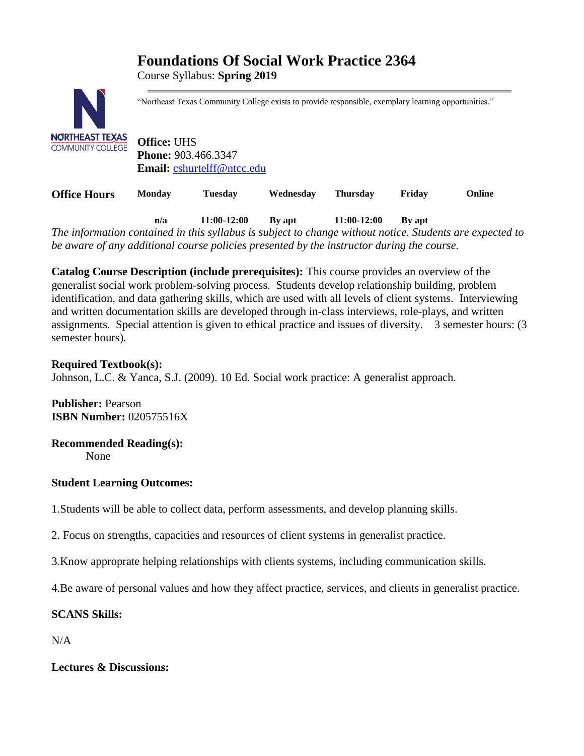# Foundations Of Social Work Practice 2364

Course Syllabus: **Spring 2019**

"Northeast Texas Community College exists to provide responsible, exemplary learning opportunities."

**Office:** UHS
**Phone:** 903.466.3347
**Email:** cshurtelff@ntcc.edu

| **Office Hours** | **Monday** | **Tuesday** | **Wednesday** | **Thursday** | **Friday** | **Online** |
|---|---|---|---|---|---|---|
| | **n/a** | **11:00-12:00** | **By apt** | **11:00-12:00** | **By apt** | |

*The information contained in this syllabus is subject to change without notice. Students are expected to be aware of any additional course policies presented by the instructor during the course.*

**Catalog Course Description (include prerequisites):** This course provides an overview of the generalist social work problem-solving process. Students develop relationship building, problem identification, and data gathering skills, which are used with all levels of client systems. Interviewing and written documentation skills are developed through in-class interviews, role-plays, and written assignments. Special attention is given to ethical practice and issues of diversity. 3 semester hours: (3 semester hours).

**Required Textbook(s):**
Johnson, L.C. & Yanca, S.J. (2009). 10 Ed. Social work practice: A generalist approach.

**Publisher:** Pearson
**ISBN Number:** 020575516X

**Recommended Reading(s):**
None

**Student Learning Outcomes:**

1.Students will be able to collect data, perform assessments, and develop planning skills.

2. Focus on strengths, capacities and resources of client systems in generalist practice.

3.Know approprate helping relationships with clients systems, including communication skills.

4.Be aware of personal values and how they affect practice, services, and clients in generalist practice.

**SCANS Skills:**

N/A

**Lectures & Discussions:**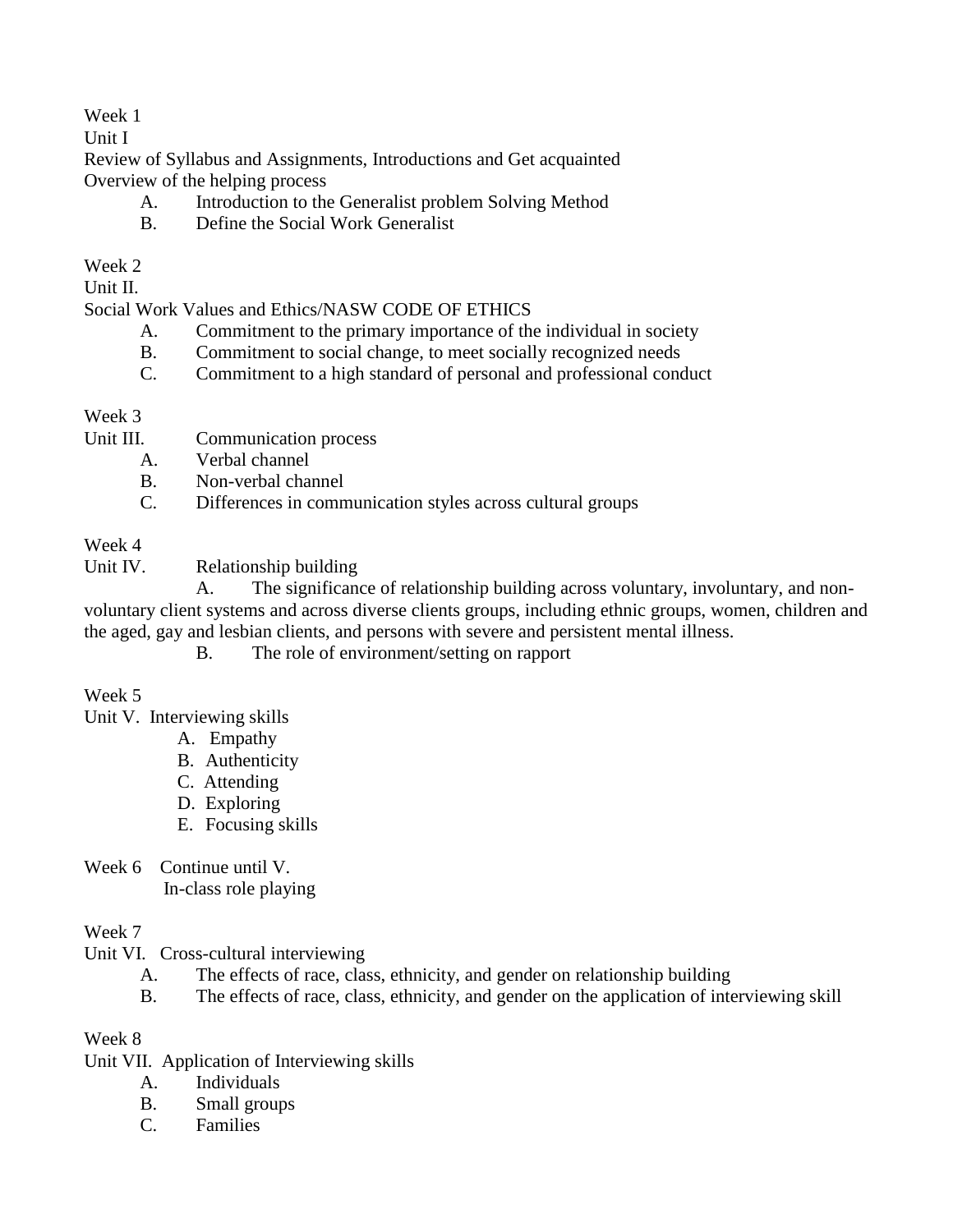Week 1

Unit I

Review of Syllabus and Assignments, Introductions and Get acquainted

Overview of the helping process

- A. Introduction to the Generalist problem Solving Method
- B. Define the Social Work Generalist

Week 2

Unit II.

Social Work Values and Ethics/NASW CODE OF ETHICS

- A. Commitment to the primary importance of the individual in society
- B. Commitment to social change, to meet socially recognized needs
- C. Commitment to a high standard of personal and professional conduct

Week 3

Unit III. Communication process

- A. Verbal channel
- B. Non-verbal channel
- C. Differences in communication styles across cultural groups

Week 4

Unit IV. Relationship building

- A. The significance of relationship building across voluntary, involuntary, and non-voluntary client systems and across diverse clients groups, including ethnic groups, women, children and the aged, gay and lesbian clients, and persons with severe and persistent mental illness.
- B. The role of environment/setting on rapport

Week 5

Unit V. Interviewing skills

- A. Empathy
- B. Authenticity
- C. Attending
- D. Exploring
- E. Focusing skills

Week 6 Continue until V.

In-class role playing

Week 7

Unit VI. Cross-cultural interviewing

- A. The effects of race, class, ethnicity, and gender on relationship building
- B. The effects of race, class, ethnicity, and gender on the application of interviewing skill

Week 8

Unit VII. Application of Interviewing skills

- A. Individuals
- B. Small groups
- C. Families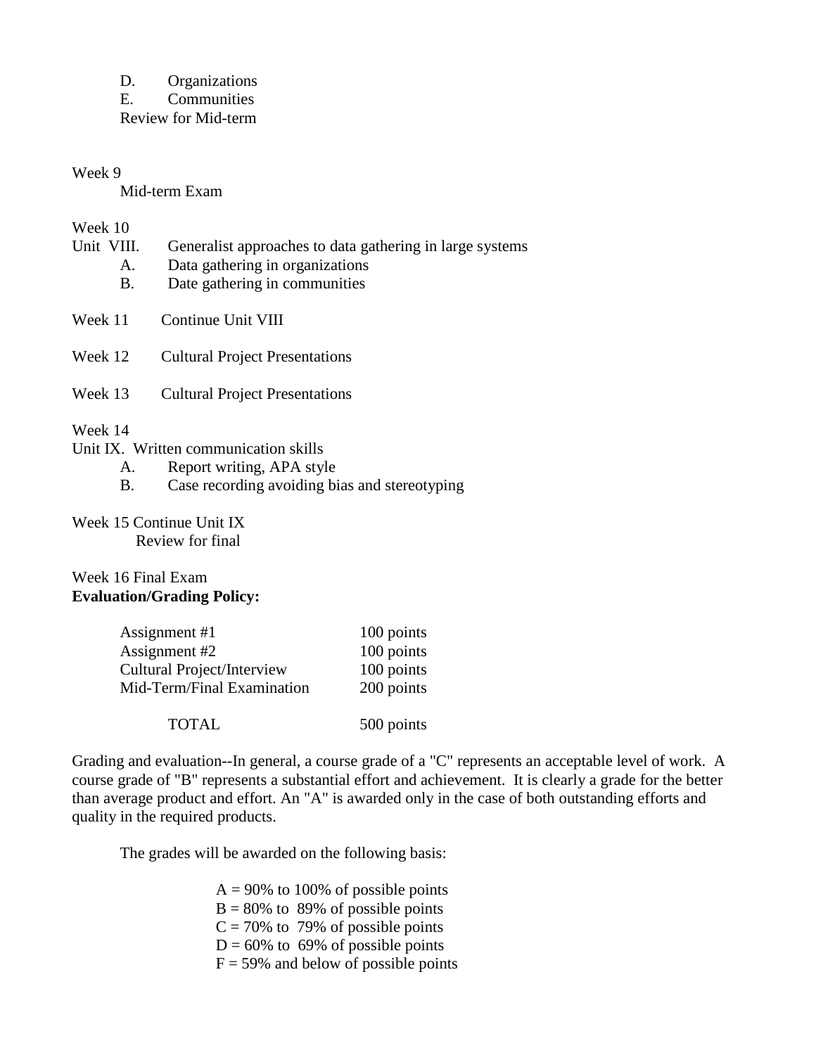D. Organizations
E. Communities
Review for Mid-term

Week 9
Mid-term Exam

Week 10
Unit VIII. Generalist approaches to data gathering in large systems
A. Data gathering in organizations
B. Date gathering in communities

Week 11 Continue Unit VIII

Week 12 Cultural Project Presentations

Week 13 Cultural Project Presentations

Week 14
Unit IX. Written communication skills
A. Report writing, APA style
B. Case recording avoiding bias and stereotyping

Week 15 Continue Unit IX
Review for final

Week 16 Final Exam

**Evaluation/Grading Policy:**

| | |
|---|---|
| Assignment #1 | 100 points |
| Assignment #2 | 100 points |
| Cultural Project/Interview | 100 points |
| Mid-Term/Final Examination | 200 points |
| TOTAL | 500 points |

Grading and evaluation--In general, a course grade of a "C" represents an acceptable level of work. A course grade of "B" represents a substantial effort and achievement. It is clearly a grade for the better than average product and effort. An "A" is awarded only in the case of both outstanding efforts and quality in the required products.

The grades will be awarded on the following basis:

A = 90% to 100% of possible points
B = 80% to 89% of possible points
C = 70% to 79% of possible points
D = 60% to 69% of possible points
F = 59% and below of possible points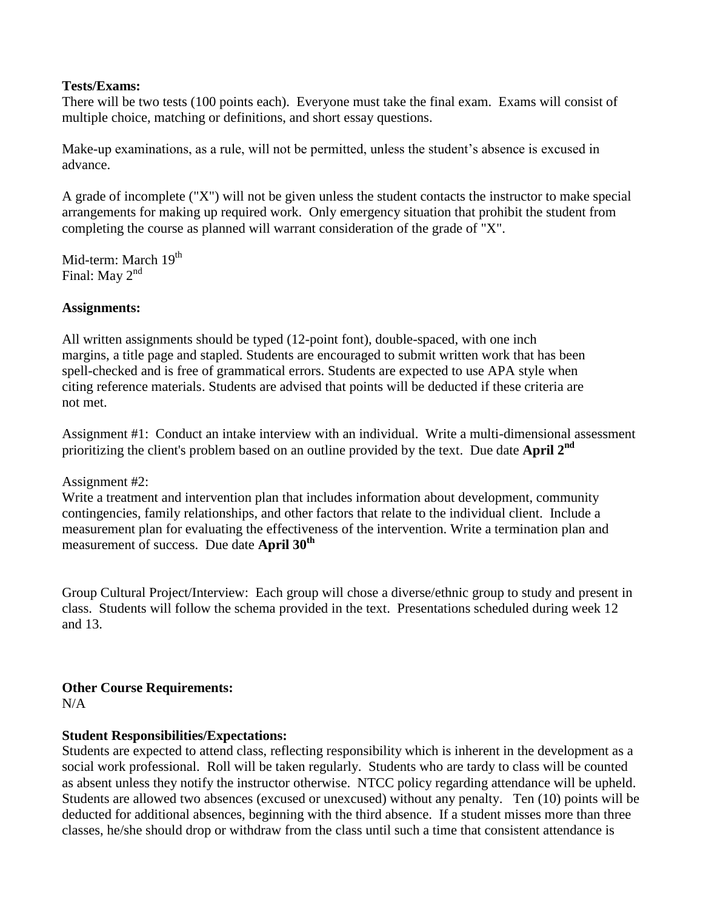**Tests/Exams:**
There will be two tests (100 points each). Everyone must take the final exam. Exams will consist of multiple choice, matching or definitions, and short essay questions.

Make-up examinations, as a rule, will not be permitted, unless the student's absence is excused in advance.

A grade of incomplete ("X") will not be given unless the student contacts the instructor to make special arrangements for making up required work. Only emergency situation that prohibit the student from completing the course as planned will warrant consideration of the grade of "X".

Mid-term: March 19th
Final: May 2nd

**Assignments:**

All written assignments should be typed (12-point font), double-spaced, with one inch margins, a title page and stapled. Students are encouraged to submit written work that has been spell-checked and is free of grammatical errors. Students are expected to use APA style when citing reference materials. Students are advised that points will be deducted if these criteria are not met.

Assignment #1: Conduct an intake interview with an individual. Write a multi-dimensional assessment prioritizing the client's problem based on an outline provided by the text. Due date **April 2nd**

Assignment #2:
Write a treatment and intervention plan that includes information about development, community contingencies, family relationships, and other factors that relate to the individual client. Include a measurement plan for evaluating the effectiveness of the intervention. Write a termination plan and measurement of success. Due date **April 30th**

Group Cultural Project/Interview: Each group will chose a diverse/ethnic group to study and present in class. Students will follow the schema provided in the text. Presentations scheduled during week 12 and 13.

**Other Course Requirements:**
N/A

**Student Responsibilities/Expectations:**
Students are expected to attend class, reflecting responsibility which is inherent in the development as a social work professional. Roll will be taken regularly. Students who are tardy to class will be counted as absent unless they notify the instructor otherwise. NTCC policy regarding attendance will be upheld. Students are allowed two absences (excused or unexcused) without any penalty. Ten (10) points will be deducted for additional absences, beginning with the third absence. If a student misses more than three classes, he/she should drop or withdraw from the class until such a time that consistent attendance is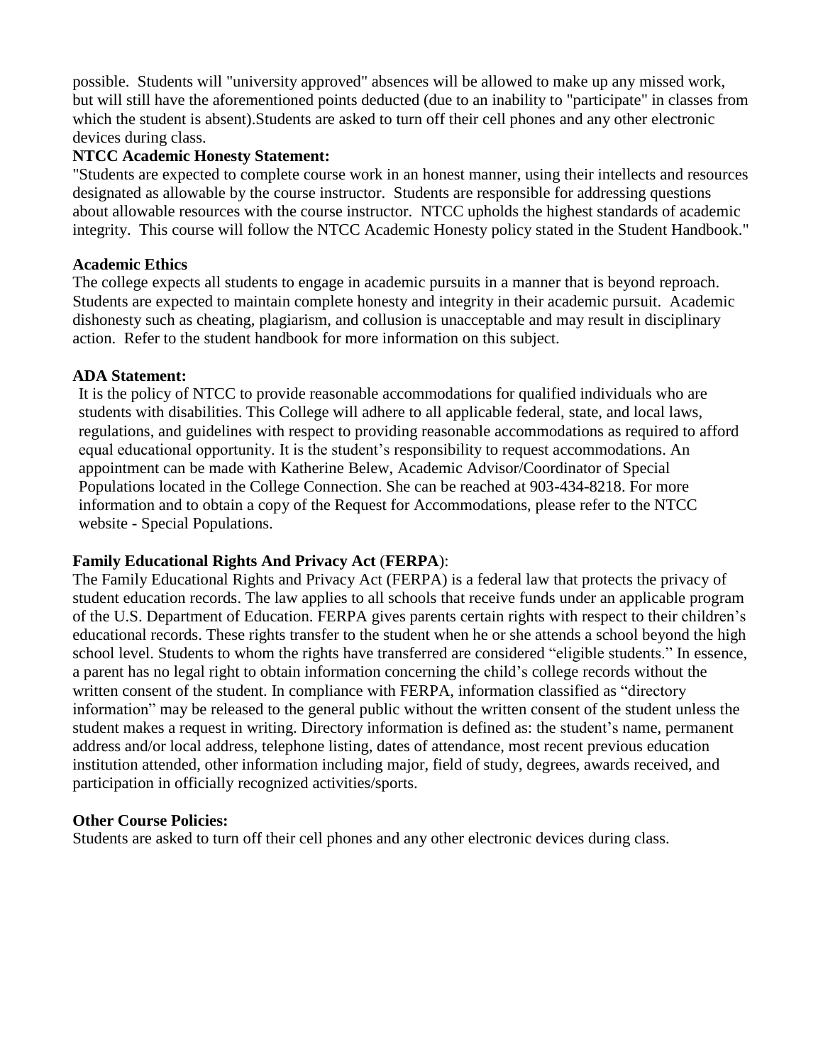possible. Students will "university approved" absences will be allowed to make up any missed work, but will still have the aforementioned points deducted (due to an inability to "participate" in classes from which the student is absent).Students are asked to turn off their cell phones and any other electronic devices during class.

**NTCC Academic Honesty Statement:**

"Students are expected to complete course work in an honest manner, using their intellects and resources designated as allowable by the course instructor. Students are responsible for addressing questions about allowable resources with the course instructor. NTCC upholds the highest standards of academic integrity. This course will follow the NTCC Academic Honesty policy stated in the Student Handbook."

**Academic Ethics**

The college expects all students to engage in academic pursuits in a manner that is beyond reproach. Students are expected to maintain complete honesty and integrity in their academic pursuit. Academic dishonesty such as cheating, plagiarism, and collusion is unacceptable and may result in disciplinary action. Refer to the student handbook for more information on this subject.

**ADA Statement:**

It is the policy of NTCC to provide reasonable accommodations for qualified individuals who are students with disabilities. This College will adhere to all applicable federal, state, and local laws, regulations, and guidelines with respect to providing reasonable accommodations as required to afford equal educational opportunity. It is the student's responsibility to request accommodations. An appointment can be made with Katherine Belew, Academic Advisor/Coordinator of Special Populations located in the College Connection. She can be reached at 903-434-8218. For more information and to obtain a copy of the Request for Accommodations, please refer to the NTCC website - Special Populations.

**Family Educational Rights And Privacy Act** (**FERPA**):

The Family Educational Rights and Privacy Act (FERPA) is a federal law that protects the privacy of student education records. The law applies to all schools that receive funds under an applicable program of the U.S. Department of Education. FERPA gives parents certain rights with respect to their children's educational records. These rights transfer to the student when he or she attends a school beyond the high school level. Students to whom the rights have transferred are considered "eligible students." In essence, a parent has no legal right to obtain information concerning the child's college records without the written consent of the student. In compliance with FERPA, information classified as "directory information" may be released to the general public without the written consent of the student unless the student makes a request in writing. Directory information is defined as: the student's name, permanent address and/or local address, telephone listing, dates of attendance, most recent previous education institution attended, other information including major, field of study, degrees, awards received, and participation in officially recognized activities/sports.

**Other Course Policies:**

Students are asked to turn off their cell phones and any other electronic devices during class.